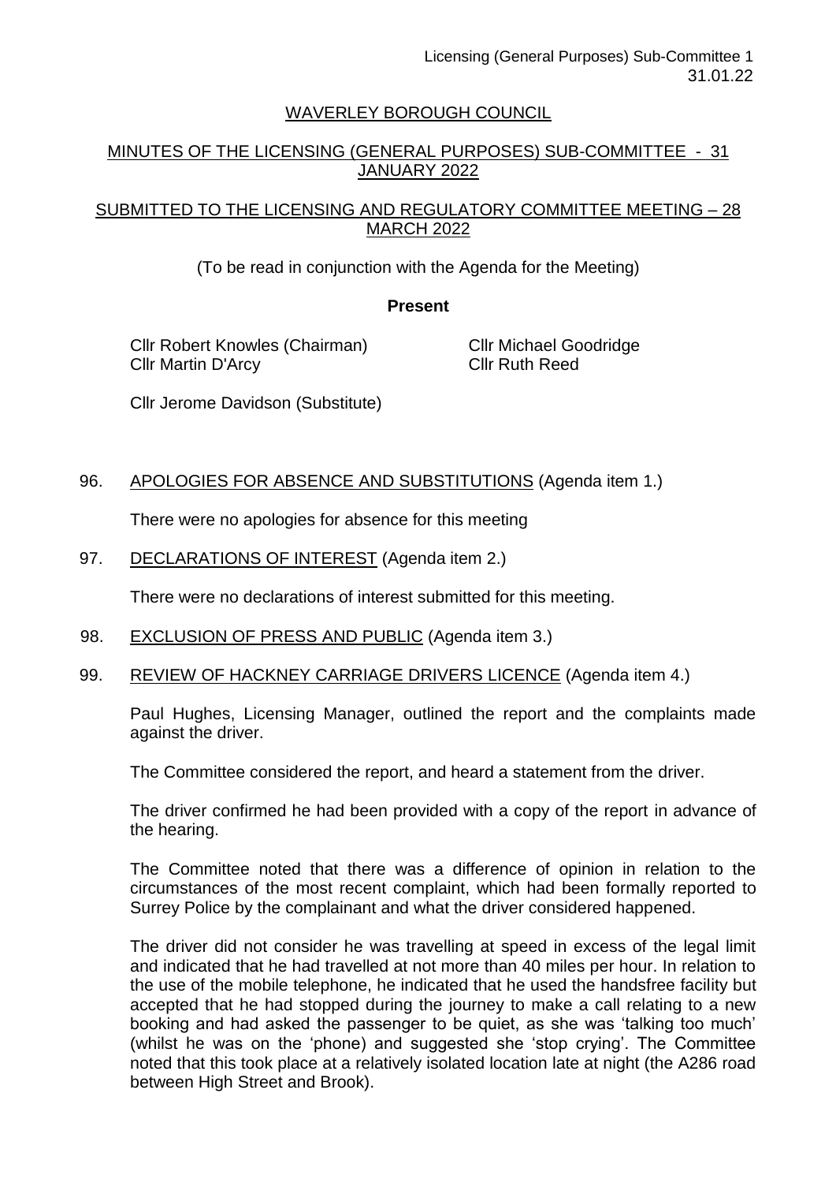# WAVERLEY BOROUGH COUNCIL

## MINUTES OF THE LICENSING (GENERAL PURPOSES) SUB-COMMITTEE - 31 JANUARY 2022

## SUBMITTED TO THE LICENSING AND REGULATORY COMMITTEE MEETING – 28 MARCH 2022

(To be read in conjunction with the Agenda for the Meeting)

**Present**

Cllr Robert Knowles (Chairman)
Cllr Martin D'Arcy
Cllr Michael Goodridge
Cllr Ruth Reed

Cllr Jerome Davidson (Substitute)

96. APOLOGIES FOR ABSENCE AND SUBSTITUTIONS (Agenda item 1.)

    There were no apologies for absence for this meeting

97. DECLARATIONS OF INTEREST (Agenda item 2.)

    There were no declarations of interest submitted for this meeting.

98. EXCLUSION OF PRESS AND PUBLIC (Agenda item 3.)

99. REVIEW OF HACKNEY CARRIAGE DRIVERS LICENCE (Agenda item 4.)

    Paul Hughes, Licensing Manager, outlined the report and the complaints made against the driver.

    The Committee considered the report, and heard a statement from the driver.

    The driver confirmed he had been provided with a copy of the report in advance of the hearing.

    The Committee noted that there was a difference of opinion in relation to the circumstances of the most recent complaint, which had been formally reported to Surrey Police by the complainant and what the driver considered happened.

    The driver did not consider he was travelling at speed in excess of the legal limit and indicated that he had travelled at not more than 40 miles per hour. In relation to the use of the mobile telephone, he indicated that he used the handsfree facility but accepted that he had stopped during the journey to make a call relating to a new booking and had asked the passenger to be quiet, as she was 'talking too much' (whilst he was on the 'phone) and suggested she 'stop crying'. The Committee noted that this took place at a relatively isolated location late at night (the A286 road between High Street and Brook).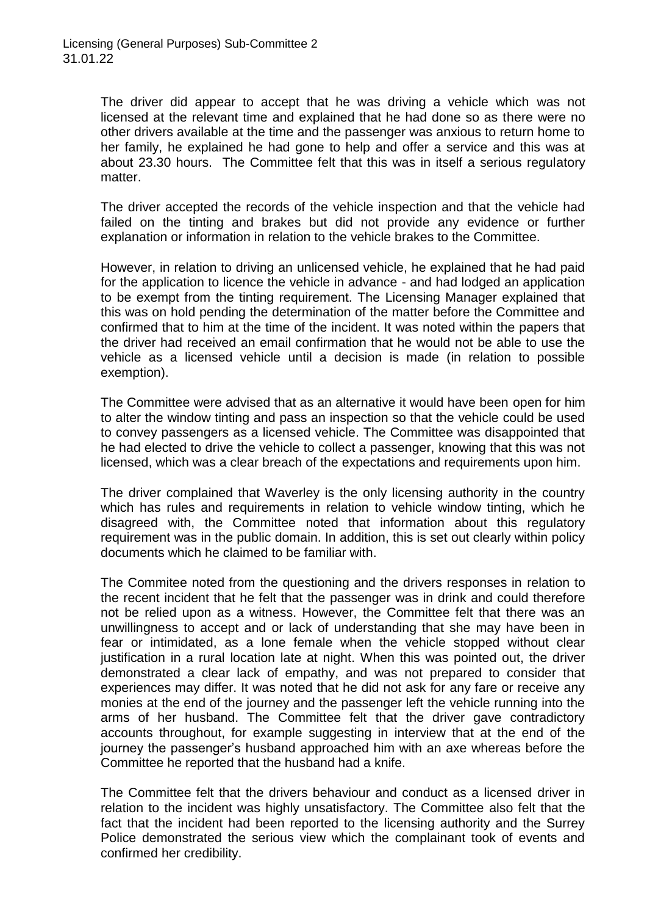The driver did appear to accept that he was driving a vehicle which was not licensed at the relevant time and explained that he had done so as there were no other drivers available at the time and the passenger was anxious to return home to her family, he explained he had gone to help and offer a service and this was at about 23.30 hours. The Committee felt that this was in itself a serious regulatory matter.

The driver accepted the records of the vehicle inspection and that the vehicle had failed on the tinting and brakes but did not provide any evidence or further explanation or information in relation to the vehicle brakes to the Committee.

However, in relation to driving an unlicensed vehicle, he explained that he had paid for the application to licence the vehicle in advance - and had lodged an application to be exempt from the tinting requirement. The Licensing Manager explained that this was on hold pending the determination of the matter before the Committee and confirmed that to him at the time of the incident. It was noted within the papers that the driver had received an email confirmation that he would not be able to use the vehicle as a licensed vehicle until a decision is made (in relation to possible exemption).

The Committee were advised that as an alternative it would have been open for him to alter the window tinting and pass an inspection so that the vehicle could be used to convey passengers as a licensed vehicle. The Committee was disappointed that he had elected to drive the vehicle to collect a passenger, knowing that this was not licensed, which was a clear breach of the expectations and requirements upon him.

The driver complained that Waverley is the only licensing authority in the country which has rules and requirements in relation to vehicle window tinting, which he disagreed with, the Committee noted that information about this regulatory requirement was in the public domain. In addition, this is set out clearly within policy documents which he claimed to be familiar with.

The Commitee noted from the questioning and the drivers responses in relation to the recent incident that he felt that the passenger was in drink and could therefore not be relied upon as a witness. However, the Committee felt that there was an unwillingness to accept and or lack of understanding that she may have been in fear or intimidated, as a lone female when the vehicle stopped without clear justification in a rural location late at night. When this was pointed out, the driver demonstrated a clear lack of empathy, and was not prepared to consider that experiences may differ. It was noted that he did not ask for any fare or receive any monies at the end of the journey and the passenger left the vehicle running into the arms of her husband. The Committee felt that the driver gave contradictory accounts throughout, for example suggesting in interview that at the end of the journey the passenger's husband approached him with an axe whereas before the Committee he reported that the husband had a knife.

The Committee felt that the drivers behaviour and conduct as a licensed driver in relation to the incident was highly unsatisfactory. The Committee also felt that the fact that the incident had been reported to the licensing authority and the Surrey Police demonstrated the serious view which the complainant took of events and confirmed her credibility.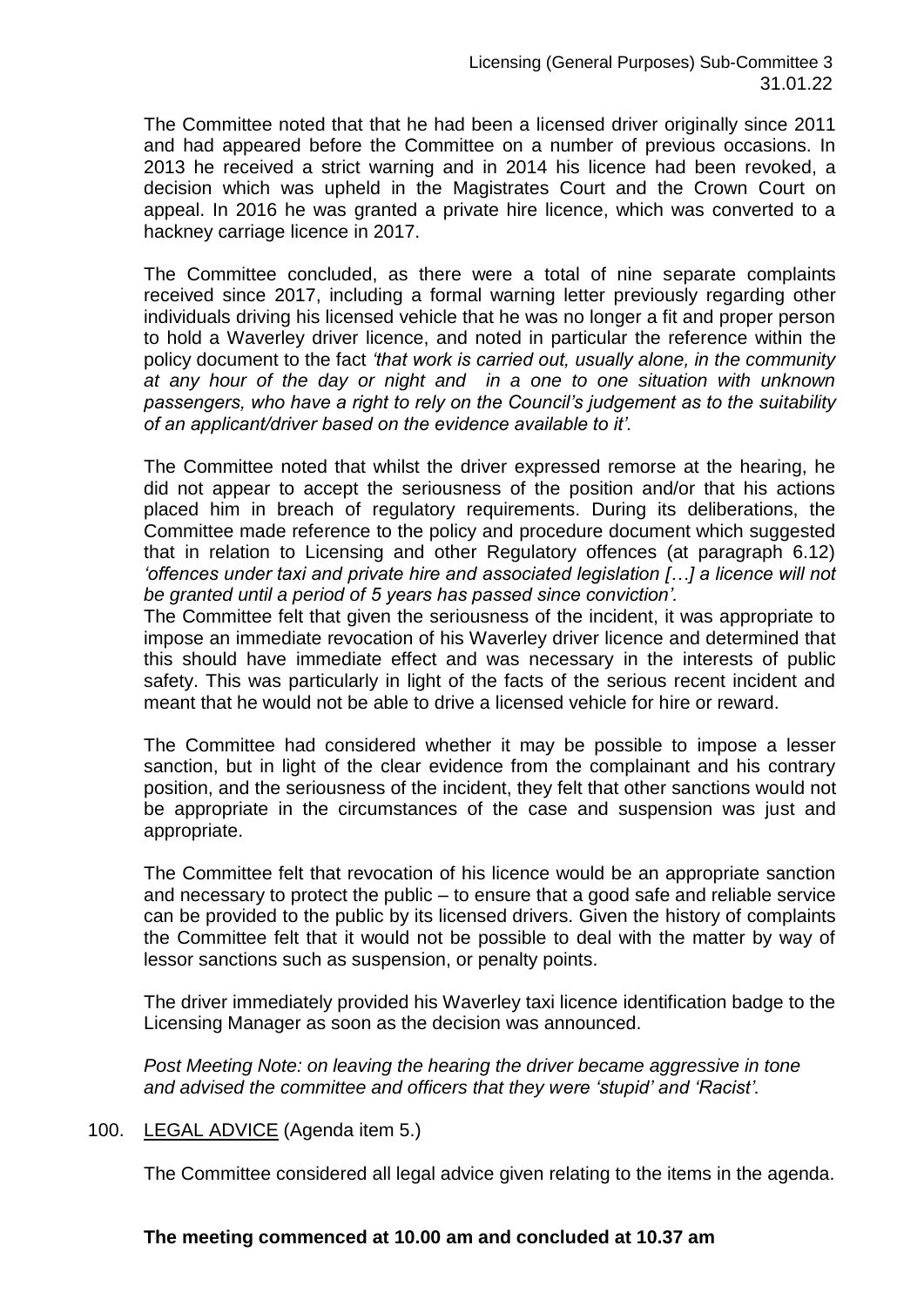The Committee noted that that he had been a licensed driver originally since 2011 and had appeared before the Committee on a number of previous occasions. In 2013 he received a strict warning and in 2014 his licence had been revoked, a decision which was upheld in the Magistrates Court and the Crown Court on appeal. In 2016 he was granted a private hire licence, which was converted to a hackney carriage licence in 2017.

The Committee concluded, as there were a total of nine separate complaints received since 2017, including a formal warning letter previously regarding other individuals driving his licensed vehicle that he was no longer a fit and proper person to hold a Waverley driver licence, and noted in particular the reference within the policy document to the fact *'that work is carried out, usually alone, in the community at any hour of the day or night and in a one to one situation with unknown passengers, who have a right to rely on the Council's judgement as to the suitability of an applicant/driver based on the evidence available to it'.*

The Committee noted that whilst the driver expressed remorse at the hearing, he did not appear to accept the seriousness of the position and/or that his actions placed him in breach of regulatory requirements. During its deliberations, the Committee made reference to the policy and procedure document which suggested that in relation to Licensing and other Regulatory offences (at paragraph 6.12) *'offences under taxi and private hire and associated legislation […] a licence will not be granted until a period of 5 years has passed since conviction'.*

The Committee felt that given the seriousness of the incident, it was appropriate to impose an immediate revocation of his Waverley driver licence and determined that this should have immediate effect and was necessary in the interests of public safety. This was particularly in light of the facts of the serious recent incident and meant that he would not be able to drive a licensed vehicle for hire or reward.

The Committee had considered whether it may be possible to impose a lesser sanction, but in light of the clear evidence from the complainant and his contrary position, and the seriousness of the incident, they felt that other sanctions would not be appropriate in the circumstances of the case and suspension was just and appropriate.

The Committee felt that revocation of his licence would be an appropriate sanction and necessary to protect the public – to ensure that a good safe and reliable service can be provided to the public by its licensed drivers. Given the history of complaints the Committee felt that it would not be possible to deal with the matter by way of lessor sanctions such as suspension, or penalty points.

The driver immediately provided his Waverley taxi licence identification badge to the Licensing Manager as soon as the decision was announced.

*Post Meeting Note: on leaving the hearing the driver became aggressive in tone and advised the committee and officers that they were 'stupid' and 'Racist'.*

100. LEGAL ADVICE (Agenda item 5.)

The Committee considered all legal advice given relating to the items in the agenda.

**The meeting commenced at 10.00 am and concluded at 10.37 am**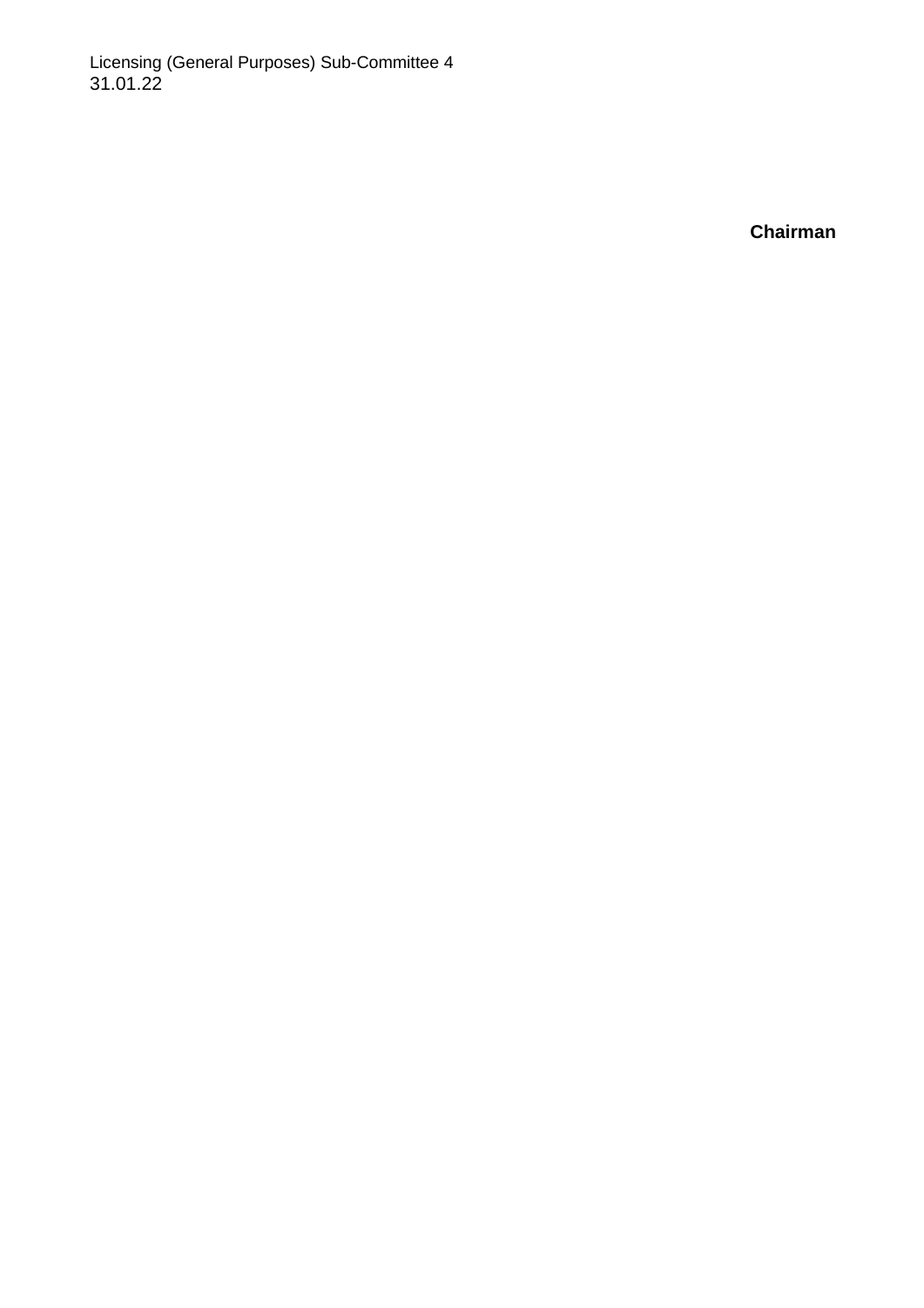**Chairman**